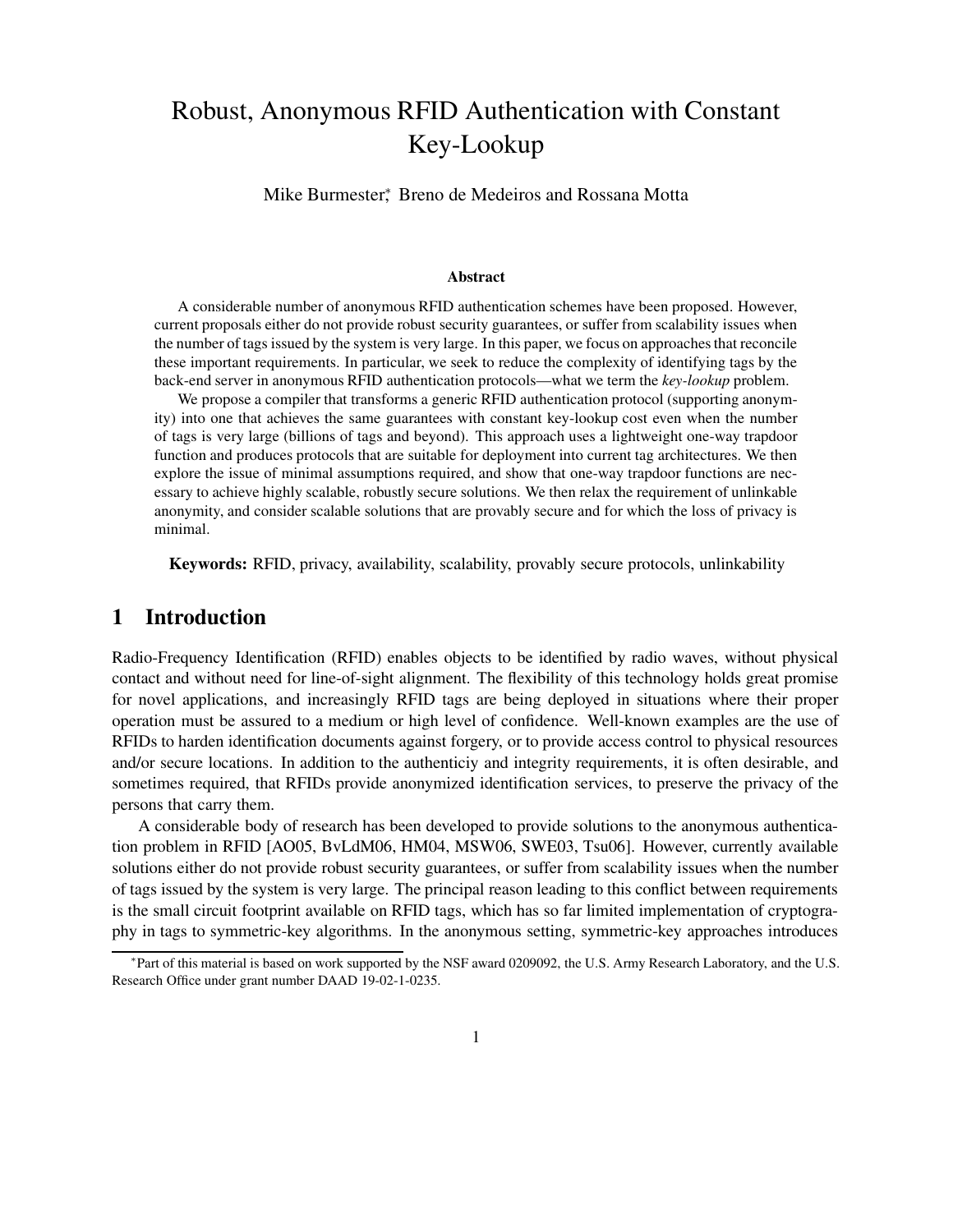# Robust, Anonymous RFID Authentication with Constant Key-Lookup

Mike Burmester,* Breno de Medeiros and Rossana Motta

### Abstract

A considerable number of anonymous RFID authentication schemes have been proposed. However, current proposals either do not provide robust security guarantees, or suffer from scalability issues when the number of tags issued by the system is very large. In this paper, we focus on approaches that reconcile these important requirements. In particular, we seek to reduce the complexity of identifying tags by the back-end server in anonymous RFID authentication protocols—what we term the *key-lookup* problem.

We propose a compiler that transforms a generic RFID authentication protocol (supporting anonymity) into one that achieves the same guarantees with constant key-lookup cost even when the number of tags is very large (billions of tags and beyond). This approach uses a lightweight one-way trapdoor function and produces protocols that are suitable for deployment into current tag architectures. We then explore the issue of minimal assumptions required, and show that one-way trapdoor functions are necessary to achieve highly scalable, robustly secure solutions. We then relax the requirement of unlinkable anonymity, and consider scalable solutions that are provably secure and for which the loss of privacy is minimal.

**Keywords:** RFID, privacy, availability, scalability, provably secure protocols, unlinkability

## 1 Introduction

Radio-Frequency Identification (RFID) enables objects to be identified by radio waves, without physical contact and without need for line-of-sight alignment. The flexibility of this technology holds great promise for novel applications, and increasingly RFID tags are being deployed in situations where their proper operation must be assured to a medium or high level of confidence. Well-known examples are the use of RFIDs to harden identification documents against forgery, or to provide access control to physical resources and/or secure locations. In addition to the authenticiy and integrity requirements, it is often desirable, and sometimes required, that RFIDs provide anonymized identification services, to preserve the privacy of the persons that carry them.

A considerable body of research has been developed to provide solutions to the anonymous authentication problem in RFID [AO05, BvLdM06, HM04, MSW06, SWE03, Tsu06]. However, currently available solutions either do not provide robust security guarantees, or suffer from scalability issues when the number of tags issued by the system is very large. The principal reason leading to this conflict between requirements is the small circuit footprint available on RFID tags, which has so far limited implementation of cryptography in tags to symmetric-key algorithms. In the anonymous setting, symmetric-key approaches introduces

*Part of this material is based on work supported by the NSF award 0209092, the U.S. Army Research Laboratory, and the U.S. Research Office under grant number DAAD 19-02-1-0235.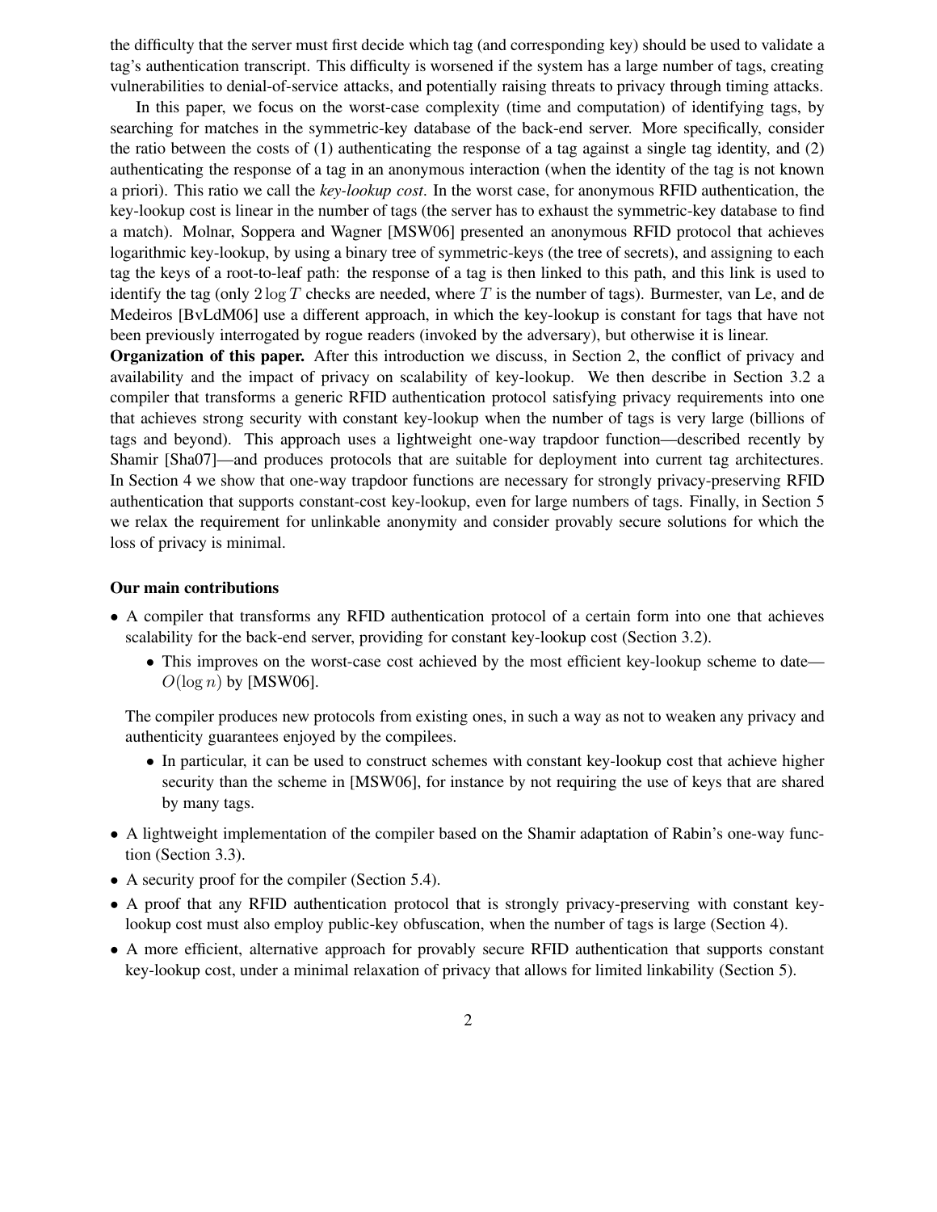the difficulty that the server must first decide which tag (and corresponding key) should be used to validate a tag's authentication transcript. This difficulty is worsened if the system has a large number of tags, creating vulnerabilities to denial-of-service attacks, and potentially raising threats to privacy through timing attacks.

In this paper, we focus on the worst-case complexity (time and computation) of identifying tags, by searching for matches in the symmetric-key database of the back-end server. More specifically, consider the ratio between the costs of (1) authenticating the response of a tag against a single tag identity, and (2) authenticating the response of a tag in an anonymous interaction (when the identity of the tag is not known a priori). This ratio we call the *key-lookup cost*. In the worst case, for anonymous RFID authentication, the key-lookup cost is linear in the number of tags (the server has to exhaust the symmetric-key database to find a match). Molnar, Soppera and Wagner [MSW06] presented an anonymous RFID protocol that achieves logarithmic key-lookup, by using a binary tree of symmetric-keys (the tree of secrets), and assigning to each tag the keys of a root-to-leaf path: the response of a tag is then linked to this path, and this link is used to identify the tag (only $2 \log T$ checks are needed, where $T$ is the number of tags). Burmester, van Le, and de Medeiros [BvLdM06] use a different approach, in which the key-lookup is constant for tags that have not been previously interrogated by rogue readers (invoked by the adversary), but otherwise it is linear.

**Organization of this paper.** After this introduction we discuss, in Section 2, the conflict of privacy and availability and the impact of privacy on scalability of key-lookup. We then describe in Section 3.2 a compiler that transforms a generic RFID authentication protocol satisfying privacy requirements into one that achieves strong security with constant key-lookup when the number of tags is very large (billions of tags and beyond). This approach uses a lightweight one-way trapdoor function—described recently by Shamir [Sha07]—and produces protocols that are suitable for deployment into current tag architectures. In Section 4 we show that one-way trapdoor functions are necessary for strongly privacy-preserving RFID authentication that supports constant-cost key-lookup, even for large numbers of tags. Finally, in Section 5 we relax the requirement for unlinkable anonymity and consider provably secure solutions for which the loss of privacy is minimal.

**Our main contributions**

- A compiler that transforms any RFID authentication protocol of a certain form into one that achieves scalability for the back-end server, providing for constant key-lookup cost (Section 3.2).
  - This improves on the worst-case cost achieved by the most efficient key-lookup scheme to date—$O(\log n)$ by [MSW06].

  The compiler produces new protocols from existing ones, in such a way as not to weaken any privacy and authenticity guarantees enjoyed by the compilees.

  - In particular, it can be used to construct schemes with constant key-lookup cost that achieve higher security than the scheme in [MSW06], for instance by not requiring the use of keys that are shared by many tags.
- A lightweight implementation of the compiler based on the Shamir adaptation of Rabin's one-way function (Section 3.3).
- A security proof for the compiler (Section 5.4).
- A proof that any RFID authentication protocol that is strongly privacy-preserving with constant key-lookup cost must also employ public-key obfuscation, when the number of tags is large (Section 4).
- A more efficient, alternative approach for provably secure RFID authentication that supports constant key-lookup cost, under a minimal relaxation of privacy that allows for limited linkability (Section 5).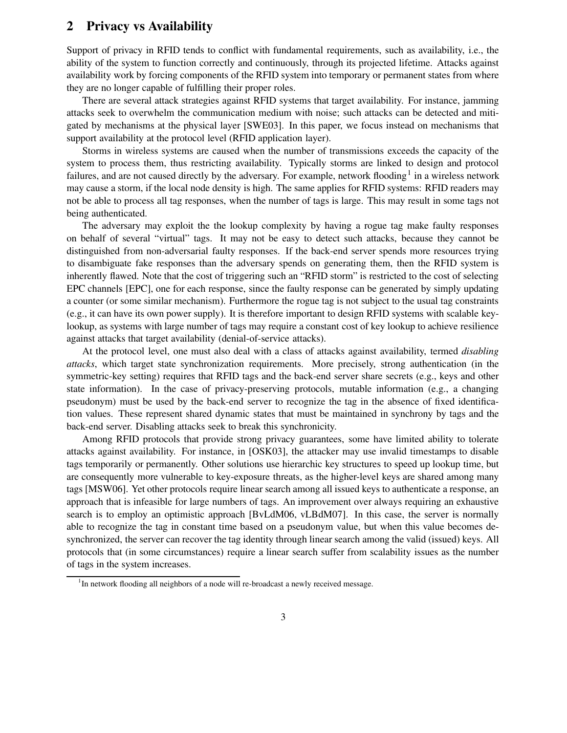## 2 Privacy vs Availability

Support of privacy in RFID tends to conflict with fundamental requirements, such as availability, i.e., the ability of the system to function correctly and continuously, through its projected lifetime. Attacks against availability work by forcing components of the RFID system into temporary or permanent states from where they are no longer capable of fulfilling their proper roles.

There are several attack strategies against RFID systems that target availability. For instance, jamming attacks seek to overwhelm the communication medium with noise; such attacks can be detected and mitigated by mechanisms at the physical layer [SWE03]. In this paper, we focus instead on mechanisms that support availability at the protocol level (RFID application layer).

Storms in wireless systems are caused when the number of transmissions exceeds the capacity of the system to process them, thus restricting availability. Typically storms are linked to design and protocol failures, and are not caused directly by the adversary. For example, network flooding[1] in a wireless network may cause a storm, if the local node density is high. The same applies for RFID systems: RFID readers may not be able to process all tag responses, when the number of tags is large. This may result in some tags not being authenticated.

The adversary may exploit the the lookup complexity by having a rogue tag make faulty responses on behalf of several "virtual" tags. It may not be easy to detect such attacks, because they cannot be distinguished from non-adversarial faulty responses. If the back-end server spends more resources trying to disambiguate fake responses than the adversary spends on generating them, then the RFID system is inherently flawed. Note that the cost of triggering such an "RFID storm" is restricted to the cost of selecting EPC channels [EPC], one for each response, since the faulty response can be generated by simply updating a counter (or some similar mechanism). Furthermore the rogue tag is not subject to the usual tag constraints (e.g., it can have its own power supply). It is therefore important to design RFID systems with scalable key-lookup, as systems with large number of tags may require a constant cost of key lookup to achieve resilience against attacks that target availability (denial-of-service attacks).

At the protocol level, one must also deal with a class of attacks against availability, termed *disabling attacks*, which target state synchronization requirements. More precisely, strong authentication (in the symmetric-key setting) requires that RFID tags and the back-end server share secrets (e.g., keys and other state information). In the case of privacy-preserving protocols, mutable information (e.g., a changing pseudonym) must be used by the back-end server to recognize the tag in the absence of fixed identification values. These represent shared dynamic states that must be maintained in synchrony by tags and the back-end server. Disabling attacks seek to break this synchronicity.

Among RFID protocols that provide strong privacy guarantees, some have limited ability to tolerate attacks against availability. For instance, in [OSK03], the attacker may use invalid timestamps to disable tags temporarily or permanently. Other solutions use hierarchic key structures to speed up lookup time, but are consequently more vulnerable to key-exposure threats, as the higher-level keys are shared among many tags [MSW06]. Yet other protocols require linear search among all issued keys to authenticate a response, an approach that is infeasible for large numbers of tags. An improvement over always requiring an exhaustive search is to employ an optimistic approach [BvLdM06, vLBdM07]. In this case, the server is normally able to recognize the tag in constant time based on a pseudonym value, but when this value becomes desynchronized, the server can recover the tag identity through linear search among the valid (issued) keys. All protocols that (in some circumstances) require a linear search suffer from scalability issues as the number of tags in the system increases.

[1] In network flooding all neighbors of a node will re-broadcast a newly received message.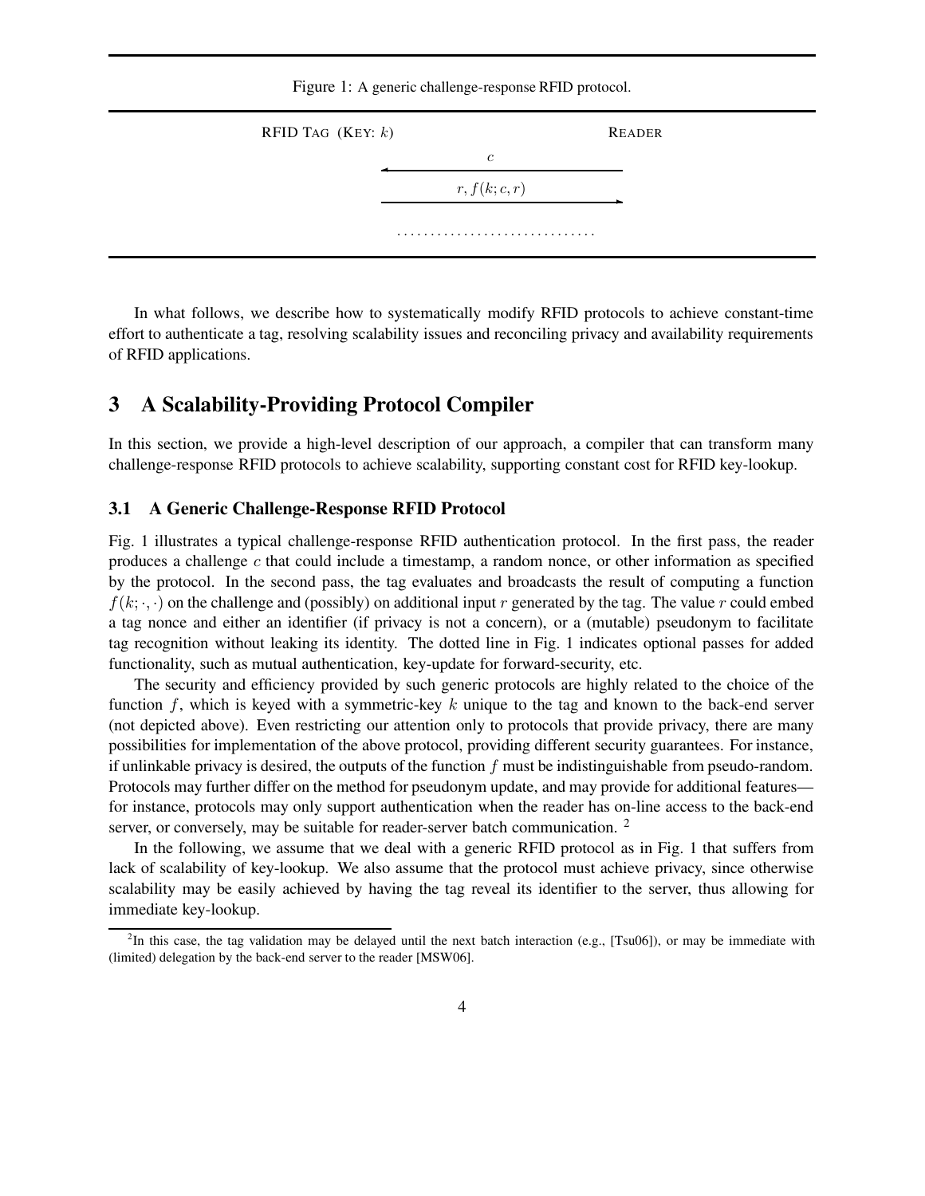Figure 1: A generic challenge-response RFID protocol.

| RFID Tag (Key: $k$) | | Reader |
|---|---|---|
| | $\xleftarrow{\quad c \quad}$ | |
| | $\xrightarrow{\quad r, f(k; c, r) \quad}$ | |
| | .............................. | |

In what follows, we describe how to systematically modify RFID protocols to achieve constant-time effort to authenticate a tag, resolving scalability issues and reconciling privacy and availability requirements of RFID applications.

## 3 A Scalability-Providing Protocol Compiler

In this section, we provide a high-level description of our approach, a compiler that can transform many challenge-response RFID protocols to achieve scalability, supporting constant cost for RFID key-lookup.

### 3.1 A Generic Challenge-Response RFID Protocol

Fig. 1 illustrates a typical challenge-response RFID authentication protocol. In the first pass, the reader produces a challenge $c$ that could include a timestamp, a random nonce, or other information as specified by the protocol. In the second pass, the tag evaluates and broadcasts the result of computing a function $f(k; \cdot, \cdot)$ on the challenge and (possibly) on additional input $r$ generated by the tag. The value $r$ could embed a tag nonce and either an identifier (if privacy is not a concern), or a (mutable) pseudonym to facilitate tag recognition without leaking its identity. The dotted line in Fig. 1 indicates optional passes for added functionality, such as mutual authentication, key-update for forward-security, etc.

The security and efficiency provided by such generic protocols are highly related to the choice of the function $f$, which is keyed with a symmetric-key $k$ unique to the tag and known to the back-end server (not depicted above). Even restricting our attention only to protocols that provide privacy, there are many possibilities for implementation of the above protocol, providing different security guarantees. For instance, if unlinkable privacy is desired, the outputs of the function $f$ must be indistinguishable from pseudo-random. Protocols may further differ on the method for pseudonym update, and may provide for additional features—for instance, protocols may only support authentication when the reader has on-line access to the back-end server, or conversely, may be suitable for reader-server batch communication. [2]

In the following, we assume that we deal with a generic RFID protocol as in Fig. 1 that suffers from lack of scalability of key-lookup. We also assume that the protocol must achieve privacy, since otherwise scalability may be easily achieved by having the tag reveal its identifier to the server, thus allowing for immediate key-lookup.

[2] In this case, the tag validation may be delayed until the next batch interaction (e.g., [Tsu06]), or may be immediate with (limited) delegation by the back-end server to the reader [MSW06].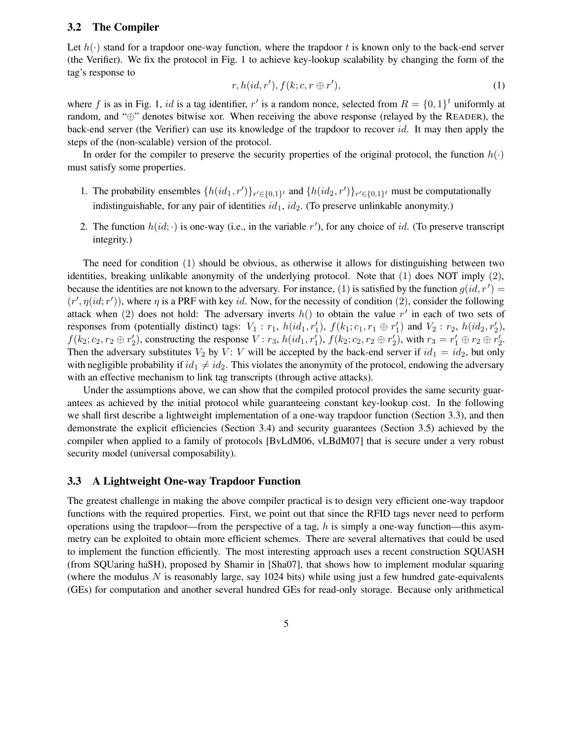### 3.2 The Compiler

Let $h(\cdot)$ stand for a trapdoor one-way function, where the trapdoor $t$ is known only to the back-end server (the Verifier). We fix the protocol in Fig. 1 to achieve key-lookup scalability by changing the form of the tag's response to

$$r, h(id, r'), f(k; c, r \oplus r'), \tag{1}$$

where $f$ is as in Fig. 1, $id$ is a tag identifier, $r'$ is a random nonce, selected from $R = \{0,1\}^t$ uniformly at random, and "$\oplus$" denotes bitwise xor. When receiving the above response (relayed by the READER), the back-end server (the Verifier) can use its knowledge of the trapdoor to recover $id$. It may then apply the steps of the (non-scalable) version of the protocol.

In order for the compiler to preserve the security properties of the original protocol, the function $h(\cdot)$ must satisfy some properties.

1. The probability ensembles $\{h(id_1, r')\}_{r' \in \{0,1\}^t}$ and $\{h(id_2, r')\}_{r' \in \{0,1\}^t}$ must be computationally indistinguishable, for any pair of identities $id_1$, $id_2$. (To preserve unlinkable anonymity.)

2. The function $h(id; \cdot)$ is one-way (i.e., in the variable $r'$), for any choice of $id$. (To preserve transcript integrity.)

The need for condition (1) should be obvious, as otherwise it allows for distinguishing between two identities, breaking unlikable anonymity of the underlying protocol. Note that (1) does NOT imply (2), because the identities are not known to the adversary. For instance, (1) is satisfied by the function $g(id, r') = (r', \eta(id; r'))$, where $\eta$ is a PRF with key $id$. Now, for the necessity of condition (2), consider the following attack when (2) does not hold: The adversary inverts $h()$ to obtain the value $r'$ in each of two sets of responses from (potentially distinct) tags: $V_1 : r_1$, $h(id_1, r'_1)$, $f(k_1; c_1, r_1 \oplus r'_1)$ and $V_2 : r_2$, $h(id_2, r'_2)$, $f(k_2; c_2, r_2 \oplus r'_2)$, constructing the response $V : r_3$, $h(id_1, r'_1)$, $f(k_2; c_2, r_2 \oplus r'_2)$, with $r_3 = r'_1 \oplus r_2 \oplus r'_2$. Then the adversary substitutes $V_2$ by $V$: $V$ will be accepted by the back-end server if $id_1 = id_2$, but only with negligible probability if $id_1 \neq id_2$. This violates the anonymity of the protocol, endowing the adversary with an effective mechanism to link tag transcripts (through active attacks).

Under the assumptions above, we can show that the compiled protocol provides the same security guarantees as achieved by the initial protocol while guaranteeing constant key-lookup cost. In the following we shall first describe a lightweight implementation of a one-way trapdoor function (Section 3.3), and then demonstrate the explicit efficiencies (Section 3.4) and security guarantees (Section 3.5) achieved by the compiler when applied to a family of protocols [BvLdM06, vLBdM07] that is secure under a very robust security model (universal composability).

### 3.3 A Lightweight One-way Trapdoor Function

The greatest challenge in making the above compiler practical is to design very efficient one-way trapdoor functions with the required properties. First, we point out that since the RFID tags never need to perform operations using the trapdoor—from the perspective of a tag, $h$ is simply a one-way function—this asymmetry can be exploited to obtain more efficient schemes. There are several alternatives that could be used to implement the function efficiently. The most interesting approach uses a recent construction SQUASH (from SQUaring haSH), proposed by Shamir in [Sha07], that shows how to implement modular squaring (where the modulus $N$ is reasonably large, say 1024 bits) while using just a few hundred gate-equivalents (GEs) for computation and another several hundred GEs for read-only storage. Because only arithmetical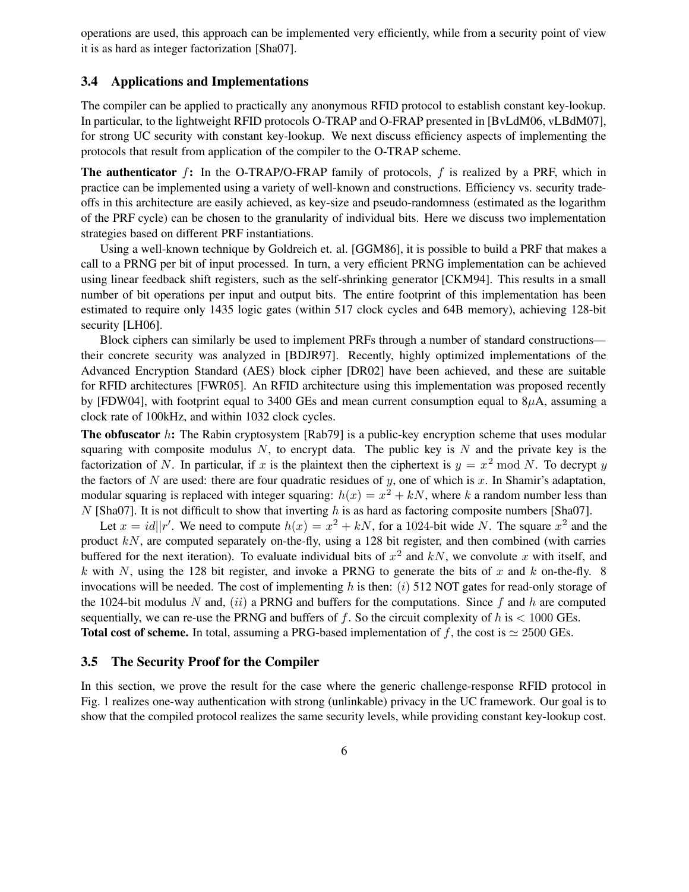operations are used, this approach can be implemented very efficiently, while from a security point of view it is as hard as integer factorization [Sha07].

### 3.4 Applications and Implementations

The compiler can be applied to practically any anonymous RFID protocol to establish constant key-lookup. In particular, to the lightweight RFID protocols O-TRAP and O-FRAP presented in [BvLdM06, vLBdM07], for strong UC security with constant key-lookup. We next discuss efficiency aspects of implementing the protocols that result from application of the compiler to the O-TRAP scheme.

**The authenticator $f$:** In the O-TRAP/O-FRAP family of protocols, $f$ is realized by a PRF, which in practice can be implemented using a variety of well-known and constructions. Efficiency vs. security tradeoffs in this architecture are easily achieved, as key-size and pseudo-randomness (estimated as the logarithm of the PRF cycle) can be chosen to the granularity of individual bits. Here we discuss two implementation strategies based on different PRF instantiations.

Using a well-known technique by Goldreich et. al. [GGM86], it is possible to build a PRF that makes a call to a PRNG per bit of input processed. In turn, a very efficient PRNG implementation can be achieved using linear feedback shift registers, such as the self-shrinking generator [CKM94]. This results in a small number of bit operations per input and output bits. The entire footprint of this implementation has been estimated to require only 1435 logic gates (within 517 clock cycles and 64B memory), achieving 128-bit security [LH06].

Block ciphers can similarly be used to implement PRFs through a number of standard constructions—their concrete security was analyzed in [BDJR97]. Recently, highly optimized implementations of the Advanced Encryption Standard (AES) block cipher [DR02] have been achieved, and these are suitable for RFID architectures [FWR05]. An RFID architecture using this implementation was proposed recently by [FDW04], with footprint equal to 3400 GEs and mean current consumption equal to 8$\mu$A, assuming a clock rate of 100kHz, and within 1032 clock cycles.

**The obfuscator $h$:** The Rabin cryptosystem [Rab79] is a public-key encryption scheme that uses modular squaring with composite modulus $N$, to encrypt data. The public key is $N$ and the private key is the factorization of $N$. In particular, if $x$ is the plaintext then the ciphertext is $y = x^2 \bmod N$. To decrypt $y$ the factors of $N$ are used: there are four quadratic residues of $y$, one of which is $x$. In Shamir's adaptation, modular squaring is replaced with integer squaring: $h(x) = x^2 + kN$, where $k$ a random number less than $N$ [Sha07]. It is not difficult to show that inverting $h$ is as hard as factoring composite numbers [Sha07].

Let $x = id||r'$. We need to compute $h(x) = x^2 + kN$, for a 1024-bit wide $N$. The square $x^2$ and the product $kN$, are computed separately on-the-fly, using a 128 bit register, and then combined (with carries buffered for the next iteration). To evaluate individual bits of $x^2$ and $kN$, we convolute $x$ with itself, and $k$ with $N$, using the 128 bit register, and invoke a PRNG to generate the bits of $x$ and $k$ on-the-fly. 8 invocations will be needed. The cost of implementing $h$ is then: $(i)$ 512 NOT gates for read-only storage of the 1024-bit modulus $N$ and, $(ii)$ a PRNG and buffers for the computations. Since $f$ and $h$ are computed sequentially, we can re-use the PRNG and buffers of $f$. So the circuit complexity of $h$ is $< 1000$ GEs.

**Total cost of scheme.** In total, assuming a PRG-based implementation of $f$, the cost is $\simeq 2500$ GEs.

### 3.5 The Security Proof for the Compiler

In this section, we prove the result for the case where the generic challenge-response RFID protocol in Fig. 1 realizes one-way authentication with strong (unlinkable) privacy in the UC framework. Our goal is to show that the compiled protocol realizes the same security levels, while providing constant key-lookup cost.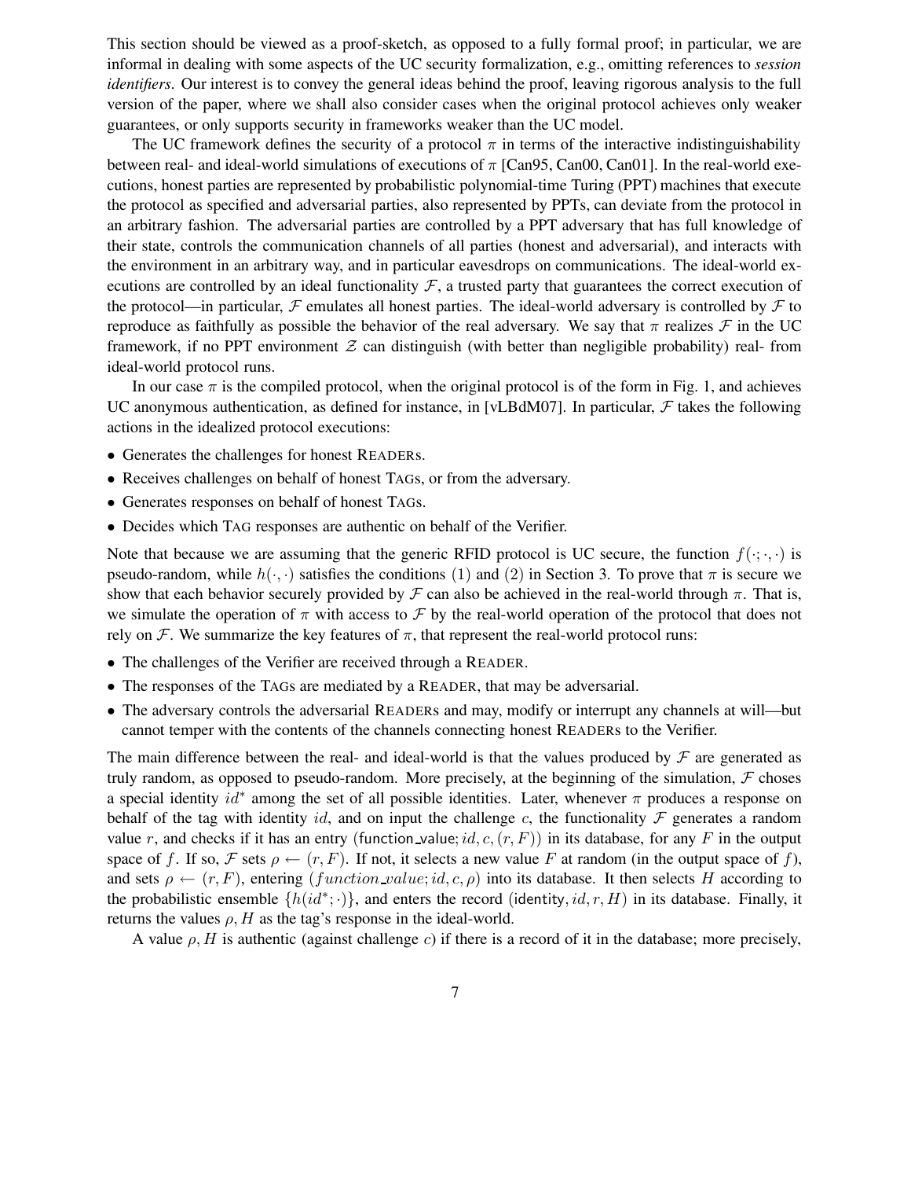This section should be viewed as a proof-sketch, as opposed to a fully formal proof; in particular, we are informal in dealing with some aspects of the UC security formalization, e.g., omitting references to *session identifiers*. Our interest is to convey the general ideas behind the proof, leaving rigorous analysis to the full version of the paper, where we shall also consider cases when the original protocol achieves only weaker guarantees, or only supports security in frameworks weaker than the UC model.

The UC framework defines the security of a protocol $\pi$ in terms of the interactive indistinguishability between real- and ideal-world simulations of executions of $\pi$ [Can95, Can00, Can01]. In the real-world executions, honest parties are represented by probabilistic polynomial-time Turing (PPT) machines that execute the protocol as specified and adversarial parties, also represented by PPTs, can deviate from the protocol in an arbitrary fashion. The adversarial parties are controlled by a PPT adversary that has full knowledge of their state, controls the communication channels of all parties (honest and adversarial), and interacts with the environment in an arbitrary way, and in particular eavesdrops on communications. The ideal-world executions are controlled by an ideal functionality $\mathcal{F}$, a trusted party that guarantees the correct execution of the protocol—in particular, $\mathcal{F}$ emulates all honest parties. The ideal-world adversary is controlled by $\mathcal{F}$ to reproduce as faithfully as possible the behavior of the real adversary. We say that $\pi$ realizes $\mathcal{F}$ in the UC framework, if no PPT environment $\mathcal{Z}$ can distinguish (with better than negligible probability) real- from ideal-world protocol runs.

In our case $\pi$ is the compiled protocol, when the original protocol is of the form in Fig. 1, and achieves UC anonymous authentication, as defined for instance, in [vLBdM07]. In particular, $\mathcal{F}$ takes the following actions in the idealized protocol executions:

- Generates the challenges for honest READERs.
- Receives challenges on behalf of honest TAGs, or from the adversary.
- Generates responses on behalf of honest TAGs.
- Decides which TAG responses are authentic on behalf of the Verifier.

Note that because we are assuming that the generic RFID protocol is UC secure, the function $f(\cdot;\cdot,\cdot)$ is pseudo-random, while $h(\cdot,\cdot)$ satisfies the conditions (1) and (2) in Section 3. To prove that $\pi$ is secure we show that each behavior securely provided by $\mathcal{F}$ can also be achieved in the real-world through $\pi$. That is, we simulate the operation of $\pi$ with access to $\mathcal{F}$ by the real-world operation of the protocol that does not rely on $\mathcal{F}$. We summarize the key features of $\pi$, that represent the real-world protocol runs:

- The challenges of the Verifier are received through a READER.
- The responses of the TAGs are mediated by a READER, that may be adversarial.
- The adversary controls the adversarial READERs and may, modify or interrupt any channels at will—but cannot temper with the contents of the channels connecting honest READERs to the Verifier.

The main difference between the real- and ideal-world is that the values produced by $\mathcal{F}$ are generated as truly random, as opposed to pseudo-random. More precisely, at the beginning of the simulation, $\mathcal{F}$ choses a special identity $id^*$ among the set of all possible identities. Later, whenever $\pi$ produces a response on behalf of the tag with identity $id$, and on input the challenge $c$, the functionality $\mathcal{F}$ generates a random value $r$, and checks if it has an entry $(\mathsf{function\_value}; id, c, (r, F))$ in its database, for any $F$ in the output space of $f$. If so, $\mathcal{F}$ sets $\rho \leftarrow (r, F)$. If not, it selects a new value $F$ at random (in the output space of $f$), and sets $\rho \leftarrow (r, F)$, entering $(function\_value; id, c, \rho)$ into its database. It then selects $H$ according to the probabilistic ensemble $\{h(id^*; \cdot)\}$, and enters the record $(\mathsf{identity}, id, r, H)$ in its database. Finally, it returns the values $\rho, H$ as the tag's response in the ideal-world.

A value $\rho, H$ is authentic (against challenge $c$) if there is a record of it in the database; more precisely,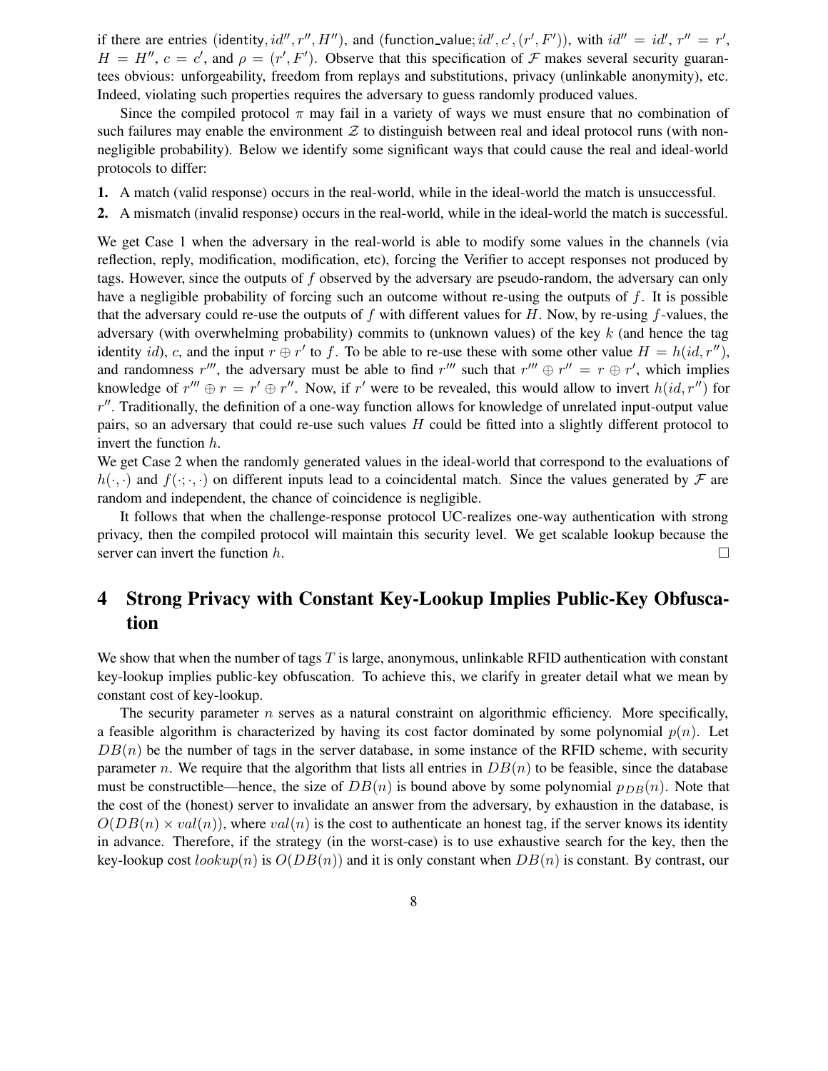if there are entries (identity, $id''$, $r''$, $H''$), and (function_value; $id'$, $c'$, $(r', F')$), with $id'' = id'$, $r'' = r'$, $H = H''$, $c = c'$, and $\rho = (r', F')$. Observe that this specification of $\mathcal{F}$ makes several security guarantees obvious: unforgeability, freedom from replays and substitutions, privacy (unlinkable anonymity), etc. Indeed, violating such properties requires the adversary to guess randomly produced values.

Since the compiled protocol $\pi$ may fail in a variety of ways we must ensure that no combination of such failures may enable the environment $\mathcal{Z}$ to distinguish between real and ideal protocol runs (with non-negligible probability). Below we identify some significant ways that could cause the real and ideal-world protocols to differ:

**1.** A match (valid response) occurs in the real-world, while in the ideal-world the match is unsuccessful.

**2.** A mismatch (invalid response) occurs in the real-world, while in the ideal-world the match is successful.

We get Case 1 when the adversary in the real-world is able to modify some values in the channels (via reflection, reply, modification, modification, etc), forcing the Verifier to accept responses not produced by tags. However, since the outputs of $f$ observed by the adversary are pseudo-random, the adversary can only have a negligible probability of forcing such an outcome without re-using the outputs of $f$. It is possible that the adversary could re-use the outputs of $f$ with different values for $H$. Now, by re-using $f$-values, the adversary (with overwhelming probability) commits to (unknown values) of the key $k$ (and hence the tag identity $id$), $c$, and the input $r \oplus r'$ to $f$. To be able to re-use these with some other value $H = h(id, r'')$, and randomness $r'''$, the adversary must be able to find $r'''$ such that $r''' \oplus r'' = r \oplus r'$, which implies knowledge of $r''' \oplus r = r' \oplus r''$. Now, if $r'$ were to be revealed, this would allow to invert $h(id, r'')$ for $r''$. Traditionally, the definition of a one-way function allows for knowledge of unrelated input-output value pairs, so an adversary that could re-use such values $H$ could be fitted into a slightly different protocol to invert the function $h$.
We get Case 2 when the randomly generated values in the ideal-world that correspond to the evaluations of $h(\cdot, \cdot)$ and $f(\cdot; \cdot, \cdot)$ on different inputs lead to a coincidental match. Since the values generated by $\mathcal{F}$ are random and independent, the chance of coincidence is negligible.

It follows that when the challenge-response protocol UC-realizes one-way authentication with strong privacy, then the compiled protocol will maintain this security level. We get scalable lookup because the server can invert the function $h$. □

# 4 Strong Privacy with Constant Key-Lookup Implies Public-Key Obfuscation

We show that when the number of tags $T$ is large, anonymous, unlinkable RFID authentication with constant key-lookup implies public-key obfuscation. To achieve this, we clarify in greater detail what we mean by constant cost of key-lookup.

The security parameter $n$ serves as a natural constraint on algorithmic efficiency. More specifically, a feasible algorithm is characterized by having its cost factor dominated by some polynomial $p(n)$. Let $DB(n)$ be the number of tags in the server database, in some instance of the RFID scheme, with security parameter $n$. We require that the algorithm that lists all entries in $DB(n)$ to be feasible, since the database must be constructible—hence, the size of $DB(n)$ is bound above by some polynomial $p_{DB}(n)$. Note that the cost of the (honest) server to invalidate an answer from the adversary, by exhaustion in the database, is $O(DB(n) \times val(n))$, where $val(n)$ is the cost to authenticate an honest tag, if the server knows its identity in advance. Therefore, if the strategy (in the worst-case) is to use exhaustive search for the key, then the key-lookup cost $lookup(n)$ is $O(DB(n))$ and it is only constant when $DB(n)$ is constant. By contrast, our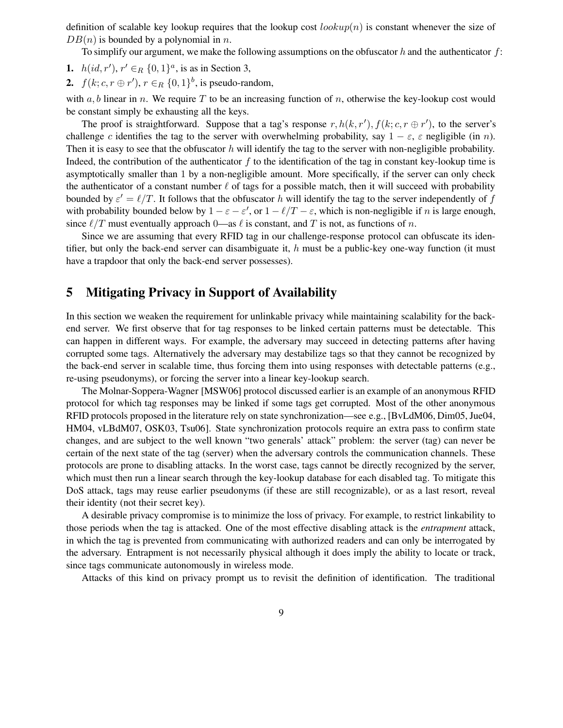definition of scalable key lookup requires that the lookup cost $lookup(n)$ is constant whenever the size of $DB(n)$ is bounded by a polynomial in $n$.

To simplify our argument, we make the following assumptions on the obfuscator $h$ and the authenticator $f$:

1. $h(id, r')$, $r' \in_R \{0,1\}^a$, is as in Section 3,
2. $f(k; c, r \oplus r')$, $r \in_R \{0,1\}^b$, is pseudo-random,

with $a, b$ linear in $n$. We require $T$ to be an increasing function of $n$, otherwise the key-lookup cost would be constant simply be exhausting all the keys.

The proof is straightforward. Suppose that a tag's response $r, h(k, r'), f(k; c, r \oplus r')$, to the server's challenge $c$ identifies the tag to the server with overwhelming probability, say $1 - \varepsilon$, $\varepsilon$ negligible (in $n$). Then it is easy to see that the obfuscator $h$ will identify the tag to the server with non-negligible probability. Indeed, the contribution of the authenticator $f$ to the identification of the tag in constant key-lookup time is asymptotically smaller than 1 by a non-negligible amount. More specifically, if the server can only check the authenticator of a constant number $\ell$ of tags for a possible match, then it will succeed with probability bounded by $\varepsilon' = \ell/T$. It follows that the obfuscator $h$ will identify the tag to the server independently of $f$ with probability bounded below by $1 - \varepsilon - \varepsilon'$, or $1 - \ell/T - \varepsilon$, which is non-negligible if $n$ is large enough, since $\ell/T$ must eventually approach 0—as $\ell$ is constant, and $T$ is not, as functions of $n$.

Since we are assuming that every RFID tag in our challenge-response protocol can obfuscate its identifier, but only the back-end server can disambiguate it, $h$ must be a public-key one-way function (it must have a trapdoor that only the back-end server possesses).

## 5 Mitigating Privacy in Support of Availability

In this section we weaken the requirement for unlinkable privacy while maintaining scalability for the back-end server. We first observe that for tag responses to be linked certain patterns must be detectable. This can happen in different ways. For example, the adversary may succeed in detecting patterns after having corrupted some tags. Alternatively the adversary may destabilize tags so that they cannot be recognized by the back-end server in scalable time, thus forcing them into using responses with detectable patterns (e.g., re-using pseudonyms), or forcing the server into a linear key-lookup search.

The Molnar-Soppera-Wagner [MSW06] protocol discussed earlier is an example of an anonymous RFID protocol for which tag responses may be linked if some tags get corrupted. Most of the other anonymous RFID protocols proposed in the literature rely on state synchronization—see e.g., [BvLdM06, Dim05, Jue04, HM04, vLBdM07, OSK03, Tsu06]. State synchronization protocols require an extra pass to confirm state changes, and are subject to the well known "two generals' attack" problem: the server (tag) can never be certain of the next state of the tag (server) when the adversary controls the communication channels. These protocols are prone to disabling attacks. In the worst case, tags cannot be directly recognized by the server, which must then run a linear search through the key-lookup database for each disabled tag. To mitigate this DoS attack, tags may reuse earlier pseudonyms (if these are still recognizable), or as a last resort, reveal their identity (not their secret key).

A desirable privacy compromise is to minimize the loss of privacy. For example, to restrict linkability to those periods when the tag is attacked. One of the most effective disabling attack is the *entrapment* attack, in which the tag is prevented from communicating with authorized readers and can only be interrogated by the adversary. Entrapment is not necessarily physical although it does imply the ability to locate or track, since tags communicate autonomously in wireless mode.

Attacks of this kind on privacy prompt us to revisit the definition of identification. The traditional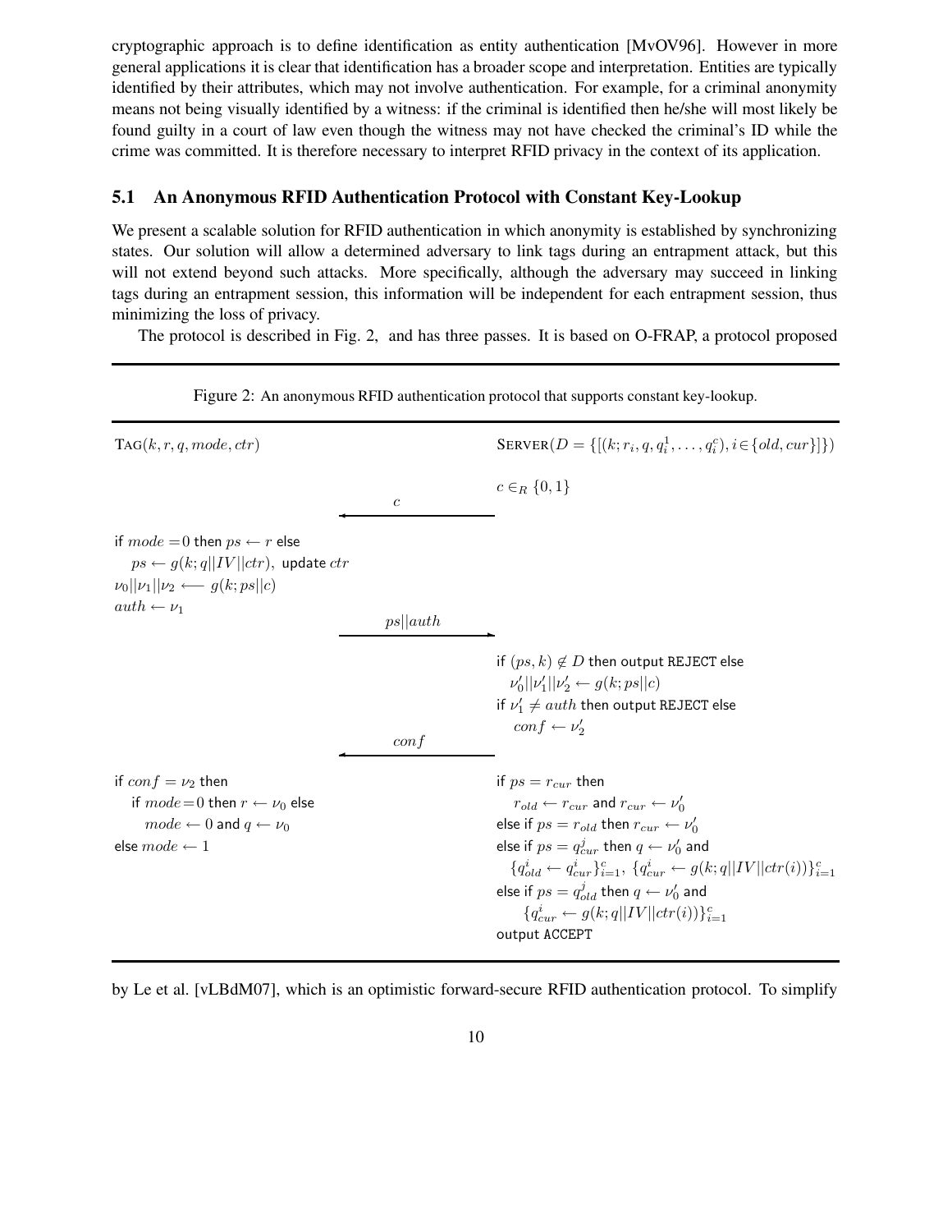cryptographic approach is to define identification as entity authentication [MvOV96]. However in more general applications it is clear that identification has a broader scope and interpretation. Entities are typically identified by their attributes, which may not involve authentication. For example, for a criminal anonymity means not being visually identified by a witness: if the criminal is identified then he/she will most likely be found guilty in a court of law even though the witness may not have checked the criminal's ID while the crime was committed. It is therefore necessary to interpret RFID privacy in the context of its application.

### 5.1 An Anonymous RFID Authentication Protocol with Constant Key-Lookup

We present a scalable solution for RFID authentication in which anonymity is established by synchronizing states. Our solution will allow a determined adversary to link tags during an entrapment attack, but this will not extend beyond such attacks. More specifically, although the adversary may succeed in linking tags during an entrapment session, this information will be independent for each entrapment session, thus minimizing the loss of privacy.

The protocol is described in Fig. 2, and has three passes. It is based on O-FRAP, a protocol proposed

Figure 2: An anonymous RFID authentication protocol that supports constant key-lookup.

**TAG**$(k, r, q, mode, ctr)$ — **SERVER**$(D = \{[(k; r_i, q, q_i^1, \ldots, q_i^c), i \in \{old, cur\}]\})$

Server: $c \in_R \{0,1\}$

Server → Tag: $c$

Tag:
- if $mode = 0$ then $ps \leftarrow r$ else
  - $ps \leftarrow g(k; q||IV||ctr)$, update $ctr$
- $\nu_0||\nu_1||\nu_2 \longleftarrow g(k; ps||c)$
- $auth \leftarrow \nu_1$

Tag → Server: $ps||auth$

Server:
- if $(ps, k) \notin D$ then output REJECT else
  - $\nu_0'||\nu_1'||\nu_2' \leftarrow g(k; ps||c)$
- if $\nu_1' \neq auth$ then output REJECT else
  - $conf \leftarrow \nu_2'$

Server → Tag: $conf$

Tag:
- if $conf = \nu_2$ then
  - if $mode = 0$ then $r \leftarrow \nu_0$ else
    - $mode \leftarrow 0$ and $q \leftarrow \nu_0$
- else $mode \leftarrow 1$

Server:
- if $ps = r_{cur}$ then
  - $r_{old} \leftarrow r_{cur}$ and $r_{cur} \leftarrow \nu_0'$
- else if $ps = r_{old}$ then $r_{cur} \leftarrow \nu_0'$
- else if $ps = q_{cur}^j$ then $q \leftarrow \nu_0'$ and
  - $\{q_{old}^i \leftarrow q_{cur}^i\}_{i=1}^c$, $\{q_{cur}^i \leftarrow g(k; q||IV||ctr(i))\}_{i=1}^c$
- else if $ps = q_{old}^j$ then $q \leftarrow \nu_0'$ and
  - $\{q_{cur}^i \leftarrow g(k; q||IV||ctr(i))\}_{i=1}^c$
- output ACCEPT

by Le et al. [vLBdM07], which is an optimistic forward-secure RFID authentication protocol. To simplify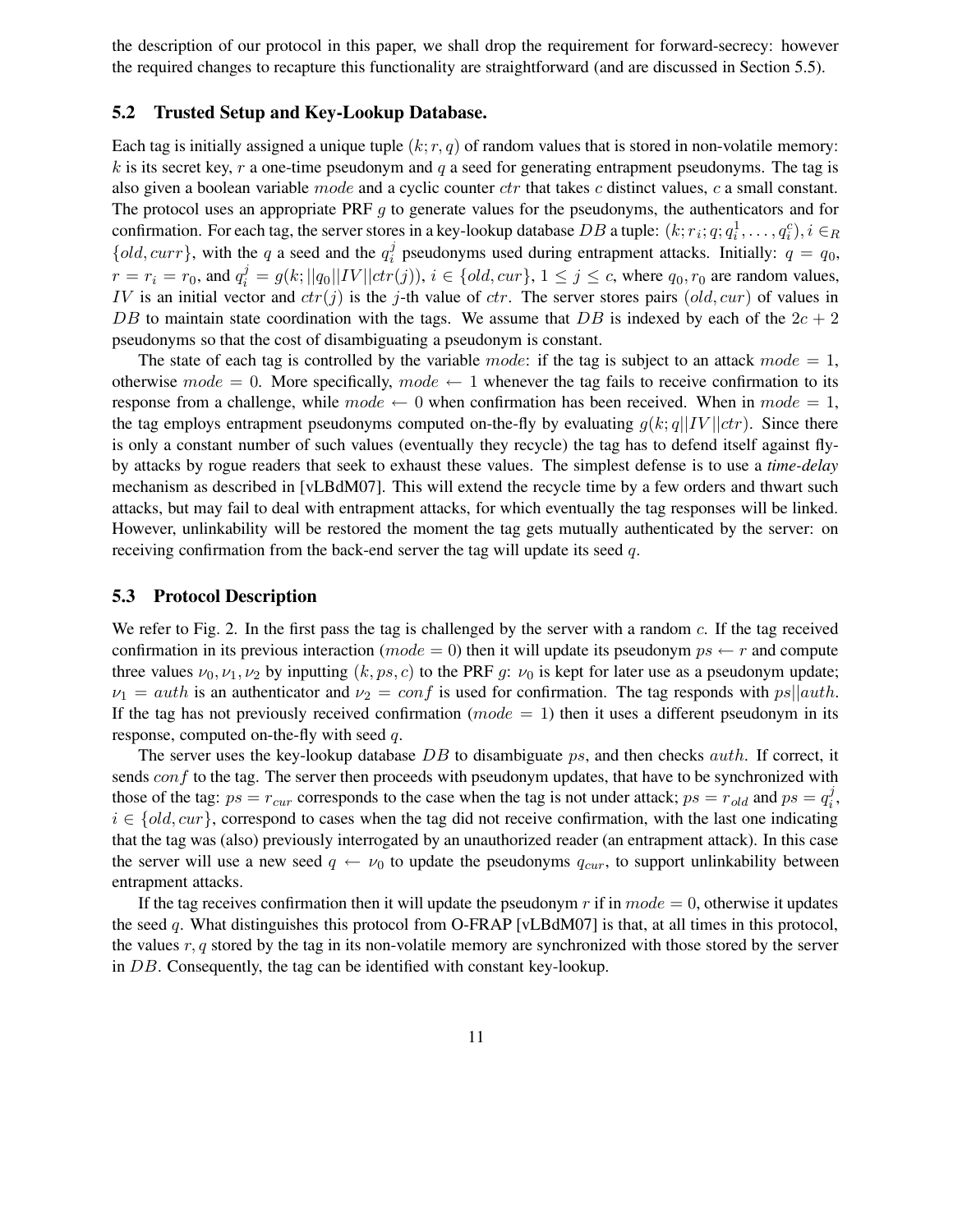the description of our protocol in this paper, we shall drop the requirement for forward-secrecy: however the required changes to recapture this functionality are straightforward (and are discussed in Section 5.5).

### 5.2 Trusted Setup and Key-Lookup Database.

Each tag is initially assigned a unique tuple $(k; r, q)$ of random values that is stored in non-volatile memory: $k$ is its secret key, $r$ a one-time pseudonym and $q$ a seed for generating entrapment pseudonyms. The tag is also given a boolean variable $mode$ and a cyclic counter $ctr$ that takes $c$ distinct values, $c$ a small constant. The protocol uses an appropriate PRF $g$ to generate values for the pseudonyms, the authenticators and for confirmation. For each tag, the server stores in a key-lookup database $DB$ a tuple: $(k; r_i; q; q_i^1, \ldots, q_i^c), i \in_R \{old, curr\}$, with the $q$ a seed and the $q_i^j$ pseudonyms used during entrapment attacks. Initially: $q = q_0$, $r = r_i = r_0$, and $q_i^j = g(k; ||q_0||IV||ctr(j))$, $i \in \{old, cur\}$, $1 \leq j \leq c$, where $q_0, r_0$ are random values, $IV$ is an initial vector and $ctr(j)$ is the $j$-th value of $ctr$. The server stores pairs $(old, cur)$ of values in $DB$ to maintain state coordination with the tags. We assume that $DB$ is indexed by each of the $2c + 2$ pseudonyms so that the cost of disambiguating a pseudonym is constant.

The state of each tag is controlled by the variable $mode$: if the tag is subject to an attack $mode = 1$, otherwise $mode = 0$. More specifically, $mode \leftarrow 1$ whenever the tag fails to receive confirmation to its response from a challenge, while $mode \leftarrow 0$ when confirmation has been received. When in $mode = 1$, the tag employs entrapment pseudonyms computed on-the-fly by evaluating $g(k; q||IV||ctr)$. Since there is only a constant number of such values (eventually they recycle) the tag has to defend itself against fly-by attacks by rogue readers that seek to exhaust these values. The simplest defense is to use a *time-delay* mechanism as described in [vLBdM07]. This will extend the recycle time by a few orders and thwart such attacks, but may fail to deal with entrapment attacks, for which eventually the tag responses will be linked. However, unlinkability will be restored the moment the tag gets mutually authenticated by the server: on receiving confirmation from the back-end server the tag will update its seed $q$.

### 5.3 Protocol Description

We refer to Fig. 2. In the first pass the tag is challenged by the server with a random $c$. If the tag received confirmation in its previous interaction ($mode = 0$) then it will update its pseudonym $ps \leftarrow r$ and compute three values $\nu_0, \nu_1, \nu_2$ by inputting $(k, ps, c)$ to the PRF $g$: $\nu_0$ is kept for later use as a pseudonym update; $\nu_1 = auth$ is an authenticator and $\nu_2 = conf$ is used for confirmation. The tag responds with $ps||auth$. If the tag has not previously received confirmation ($mode = 1$) then it uses a different pseudonym in its response, computed on-the-fly with seed $q$.

The server uses the key-lookup database $DB$ to disambiguate $ps$, and then checks $auth$. If correct, it sends $conf$ to the tag. The server then proceeds with pseudonym updates, that have to be synchronized with those of the tag: $ps = r_{cur}$ corresponds to the case when the tag is not under attack; $ps = r_{old}$ and $ps = q_i^j$, $i \in \{old, cur\}$, correspond to cases when the tag did not receive confirmation, with the last one indicating that the tag was (also) previously interrogated by an unauthorized reader (an entrapment attack). In this case the server will use a new seed $q \leftarrow \nu_0$ to update the pseudonyms $q_{cur}$, to support unlinkability between entrapment attacks.

If the tag receives confirmation then it will update the pseudonym $r$ if in $mode = 0$, otherwise it updates the seed $q$. What distinguishes this protocol from O-FRAP [vLBdM07] is that, at all times in this protocol, the values $r, q$ stored by the tag in its non-volatile memory are synchronized with those stored by the server in $DB$. Consequently, the tag can be identified with constant key-lookup.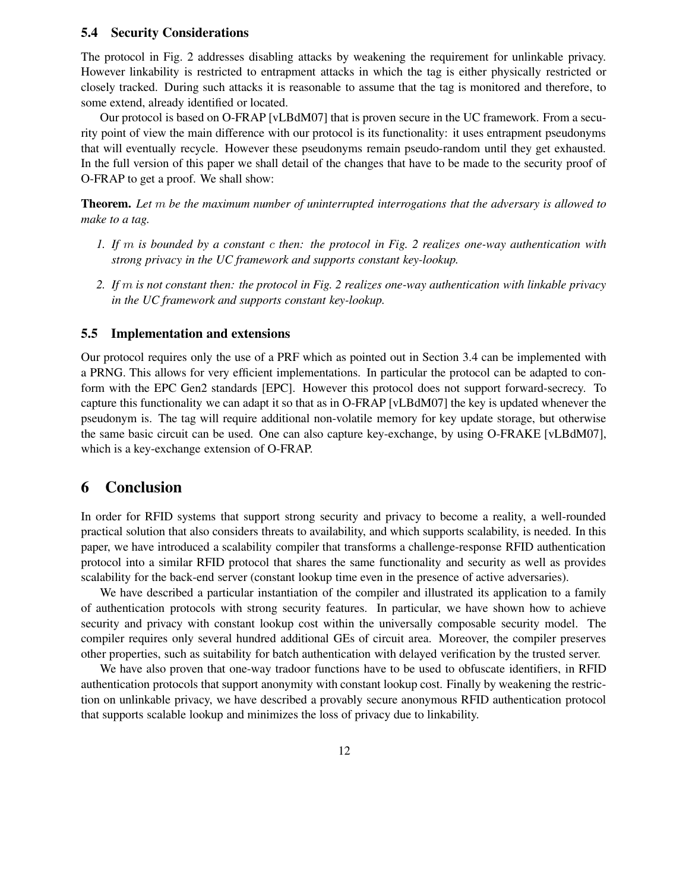### 5.4 Security Considerations

The protocol in Fig. 2 addresses disabling attacks by weakening the requirement for unlinkable privacy. However linkability is restricted to entrapment attacks in which the tag is either physically restricted or closely tracked. During such attacks it is reasonable to assume that the tag is monitored and therefore, to some extend, already identified or located.

Our protocol is based on O-FRAP [vLBdM07] that is proven secure in the UC framework. From a security point of view the main difference with our protocol is its functionality: it uses entrapment pseudonyms that will eventually recycle. However these pseudonyms remain pseudo-random until they get exhausted. In the full version of this paper we shall detail of the changes that have to be made to the security proof of O-FRAP to get a proof. We shall show:

**Theorem.** *Let $m$ be the maximum number of uninterrupted interrogations that the adversary is allowed to make to a tag.*

1. *If $m$ is bounded by a constant $c$ then: the protocol in Fig. 2 realizes one-way authentication with strong privacy in the UC framework and supports constant key-lookup.*
2. *If $m$ is not constant then: the protocol in Fig. 2 realizes one-way authentication with linkable privacy in the UC framework and supports constant key-lookup.*

### 5.5 Implementation and extensions

Our protocol requires only the use of a PRF which as pointed out in Section 3.4 can be implemented with a PRNG. This allows for very efficient implementations. In particular the protocol can be adapted to conform with the EPC Gen2 standards [EPC]. However this protocol does not support forward-secrecy. To capture this functionality we can adapt it so that as in O-FRAP [vLBdM07] the key is updated whenever the pseudonym is. The tag will require additional non-volatile memory for key update storage, but otherwise the same basic circuit can be used. One can also capture key-exchange, by using O-FRAKE [vLBdM07], which is a key-exchange extension of O-FRAP.

## 6 Conclusion

In order for RFID systems that support strong security and privacy to become a reality, a well-rounded practical solution that also considers threats to availability, and which supports scalability, is needed. In this paper, we have introduced a scalability compiler that transforms a challenge-response RFID authentication protocol into a similar RFID protocol that shares the same functionality and security as well as provides scalability for the back-end server (constant lookup time even in the presence of active adversaries).

We have described a particular instantiation of the compiler and illustrated its application to a family of authentication protocols with strong security features. In particular, we have shown how to achieve security and privacy with constant lookup cost within the universally composable security model. The compiler requires only several hundred additional GEs of circuit area. Moreover, the compiler preserves other properties, such as suitability for batch authentication with delayed verification by the trusted server.

We have also proven that one-way tradoor functions have to be used to obfuscate identifiers, in RFID authentication protocols that support anonymity with constant lookup cost. Finally by weakening the restriction on unlinkable privacy, we have described a provably secure anonymous RFID authentication protocol that supports scalable lookup and minimizes the loss of privacy due to linkability.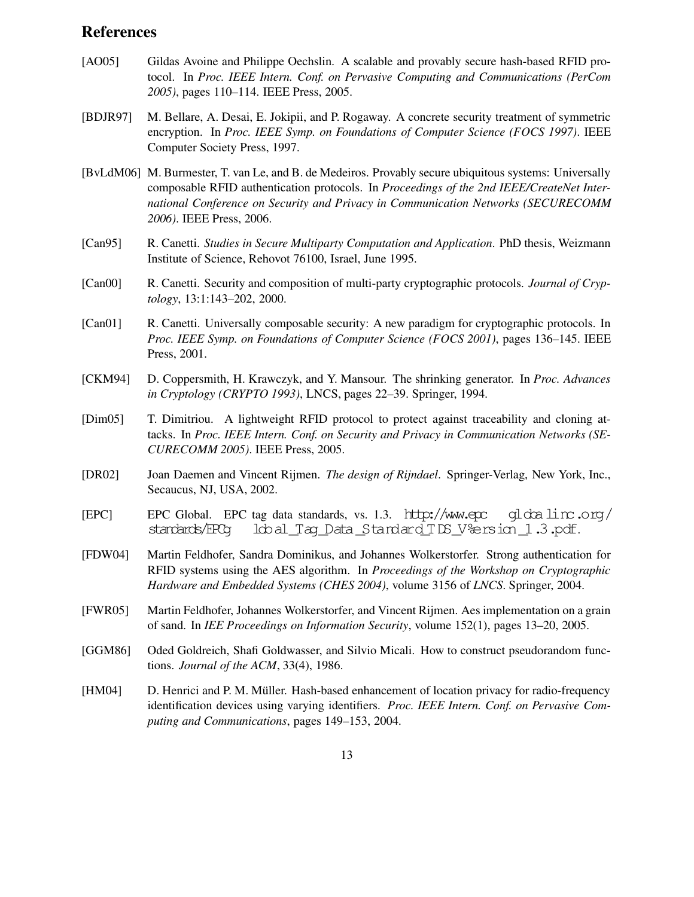# References

[AO05] Gildas Avoine and Philippe Oechslin. A scalable and provably secure hash-based RFID protocol. In *Proc. IEEE Intern. Conf. on Pervasive Computing and Communications (PerCom 2005)*, pages 110–114. IEEE Press, 2005.

[BDJR97] M. Bellare, A. Desai, E. Jokipii, and P. Rogaway. A concrete security treatment of symmetric encryption. In *Proc. IEEE Symp. on Foundations of Computer Science (FOCS 1997)*. IEEE Computer Society Press, 1997.

[BvLdM06] M. Burmester, T. van Le, and B. de Medeiros. Provably secure ubiquitous systems: Universally composable RFID authentication protocols. In *Proceedings of the 2nd IEEE/CreateNet International Conference on Security and Privacy in Communication Networks (SECURECOMM 2006)*. IEEE Press, 2006.

[Can95] R. Canetti. *Studies in Secure Multiparty Computation and Application*. PhD thesis, Weizmann Institute of Science, Rehovot 76100, Israel, June 1995.

[Can00] R. Canetti. Security and composition of multi-party cryptographic protocols. *Journal of Cryptology*, 13:1:143–202, 2000.

[Can01] R. Canetti. Universally composable security: A new paradigm for cryptographic protocols. In *Proc. IEEE Symp. on Foundations of Computer Science (FOCS 2001)*, pages 136–145. IEEE Press, 2001.

[CKM94] D. Coppersmith, H. Krawczyk, and Y. Mansour. The shrinking generator. In *Proc. Advances in Cryptology (CRYPTO 1993)*, LNCS, pages 22–39. Springer, 1994.

[Dim05] T. Dimitriou. A lightweight RFID protocol to protect against traceability and cloning attacks. In *Proc. IEEE Intern. Conf. on Security and Privacy in Communication Networks (SECURECOMM 2005)*. IEEE Press, 2005.

[DR02] Joan Daemen and Vincent Rijmen. *The design of Rijndael*. Springer-Verlag, New York, Inc., Secaucus, NJ, USA, 2002.

[EPC] EPC Global. EPC tag data standards, vs. 1.3. http://www.epcglobalinc.org/standards/EPCglobal_Tag_Data_Standard_TDS_Version_1.3.pdf.

[FDW04] Martin Feldhofer, Sandra Dominikus, and Johannes Wolkerstorfer. Strong authentication for RFID systems using the AES algorithm. In *Proceedings of the Workshop on Cryptographic Hardware and Embedded Systems (CHES 2004)*, volume 3156 of *LNCS*. Springer, 2004.

[FWR05] Martin Feldhofer, Johannes Wolkerstorfer, and Vincent Rijmen. Aes implementation on a grain of sand. In *IEE Proceedings on Information Security*, volume 152(1), pages 13–20, 2005.

[GGM86] Oded Goldreich, Shafi Goldwasser, and Silvio Micali. How to construct pseudorandom functions. *Journal of the ACM*, 33(4), 1986.

[HM04] D. Henrici and P. M. Müller. Hash-based enhancement of location privacy for radio-frequency identification devices using varying identifiers. *Proc. IEEE Intern. Conf. on Pervasive Computing and Communications*, pages 149–153, 2004.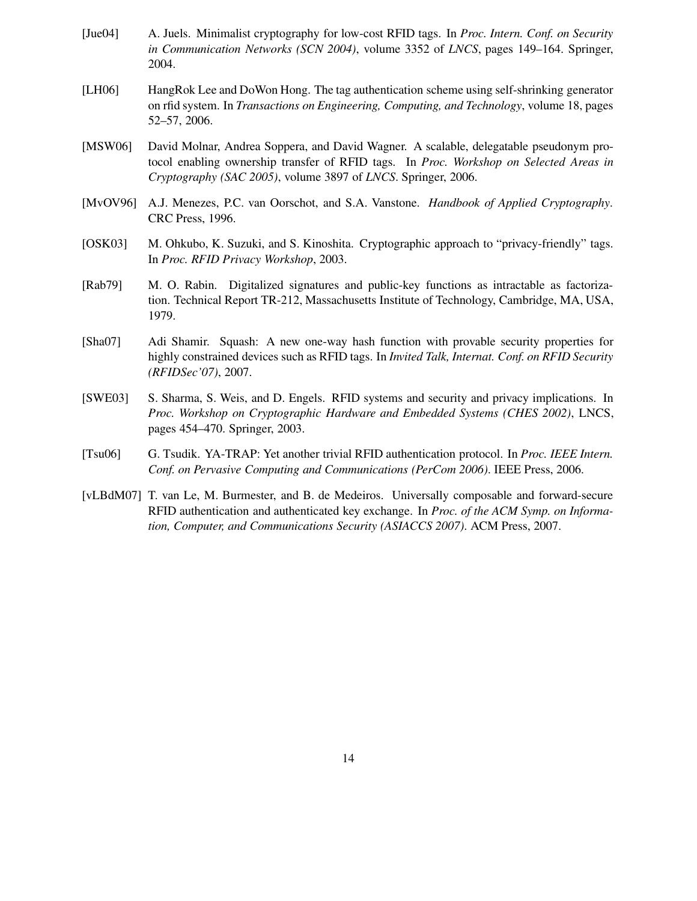[Jue04] A. Juels. Minimalist cryptography for low-cost RFID tags. In *Proc. Intern. Conf. on Security in Communication Networks (SCN 2004)*, volume 3352 of *LNCS*, pages 149–164. Springer, 2004.

[LH06] HangRok Lee and DoWon Hong. The tag authentication scheme using self-shrinking generator on rfid system. In *Transactions on Engineering, Computing, and Technology*, volume 18, pages 52–57, 2006.

[MSW06] David Molnar, Andrea Soppera, and David Wagner. A scalable, delegatable pseudonym protocol enabling ownership transfer of RFID tags. In *Proc. Workshop on Selected Areas in Cryptography (SAC 2005)*, volume 3897 of *LNCS*. Springer, 2006.

[MvOV96] A.J. Menezes, P.C. van Oorschot, and S.A. Vanstone. *Handbook of Applied Cryptography*. CRC Press, 1996.

[OSK03] M. Ohkubo, K. Suzuki, and S. Kinoshita. Cryptographic approach to "privacy-friendly" tags. In *Proc. RFID Privacy Workshop*, 2003.

[Rab79] M. O. Rabin. Digitalized signatures and public-key functions as intractable as factorization. Technical Report TR-212, Massachusetts Institute of Technology, Cambridge, MA, USA, 1979.

[Sha07] Adi Shamir. Squash: A new one-way hash function with provable security properties for highly constrained devices such as RFID tags. In *Invited Talk, Internat. Conf. on RFID Security (RFIDSec'07)*, 2007.

[SWE03] S. Sharma, S. Weis, and D. Engels. RFID systems and security and privacy implications. In *Proc. Workshop on Cryptographic Hardware and Embedded Systems (CHES 2002)*, LNCS, pages 454–470. Springer, 2003.

[Tsu06] G. Tsudik. YA-TRAP: Yet another trivial RFID authentication protocol. In *Proc. IEEE Intern. Conf. on Pervasive Computing and Communications (PerCom 2006)*. IEEE Press, 2006.

[vLBdM07] T. van Le, M. Burmester, and B. de Medeiros. Universally composable and forward-secure RFID authentication and authenticated key exchange. In *Proc. of the ACM Symp. on Information, Computer, and Communications Security (ASIACCS 2007)*. ACM Press, 2007.